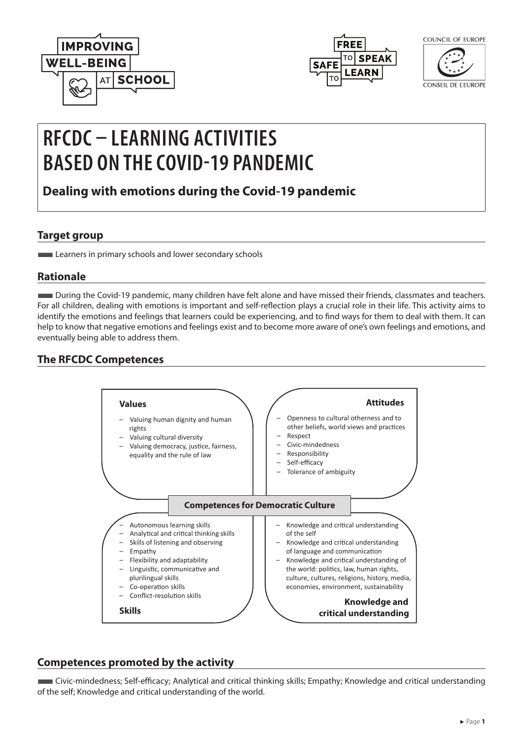# RFCDC – LEARNING ACTIVITIES BASED ON THE COVID-19 PANDEMIC

**Dealing with emotions during the Covid-19 pandemic**

## Target group

Learners in primary schools and lower secondary schools

## Rationale

During the Covid-19 pandemic, many children have felt alone and have missed their friends, classmates and teachers. For all children, dealing with emotions is important and self-reflection plays a crucial role in their life. This activity aims to identify the emotions and feelings that learners could be experiencing, and to find ways for them to deal with them. It can help to know that negative emotions and feelings exist and to become more aware of one's own feelings and emotions, and eventually being able to address them.

## The RFCDC Competences

**Competences for Democratic Culture**

**Values**

- Valuing human dignity and human rights
- Valuing cultural diversity
- Valuing democracy, justice, fairness, equality and the rule of law

**Attitudes**

- Openness to cultural otherness and to other beliefs, world views and practices
- Respect
- Civic-mindedness
- Responsibility
- Self-efficacy
- Tolerance of ambiguity

**Skills**

- Autonomous learning skills
- Analytical and critical thinking skills
- Skills of listening and observing
- Empathy
- Flexibility and adaptability
- Linguistic, communicative and plurilingual skills
- Co-operation skills
- Conflict-resolution skills

**Knowledge and critical understanding**

- Knowledge and critical understanding of the self
- Knowledge and critical understanding of language and communication
- Knowledge and critical understanding of the world: politics, law, human rights, culture, cultures, religions, history, media, economies, environment, sustainability

## Competences promoted by the activity

Civic-mindedness; Self-efficacy; Analytical and critical thinking skills; Empathy; Knowledge and critical understanding of the self; Knowledge and critical understanding of the world.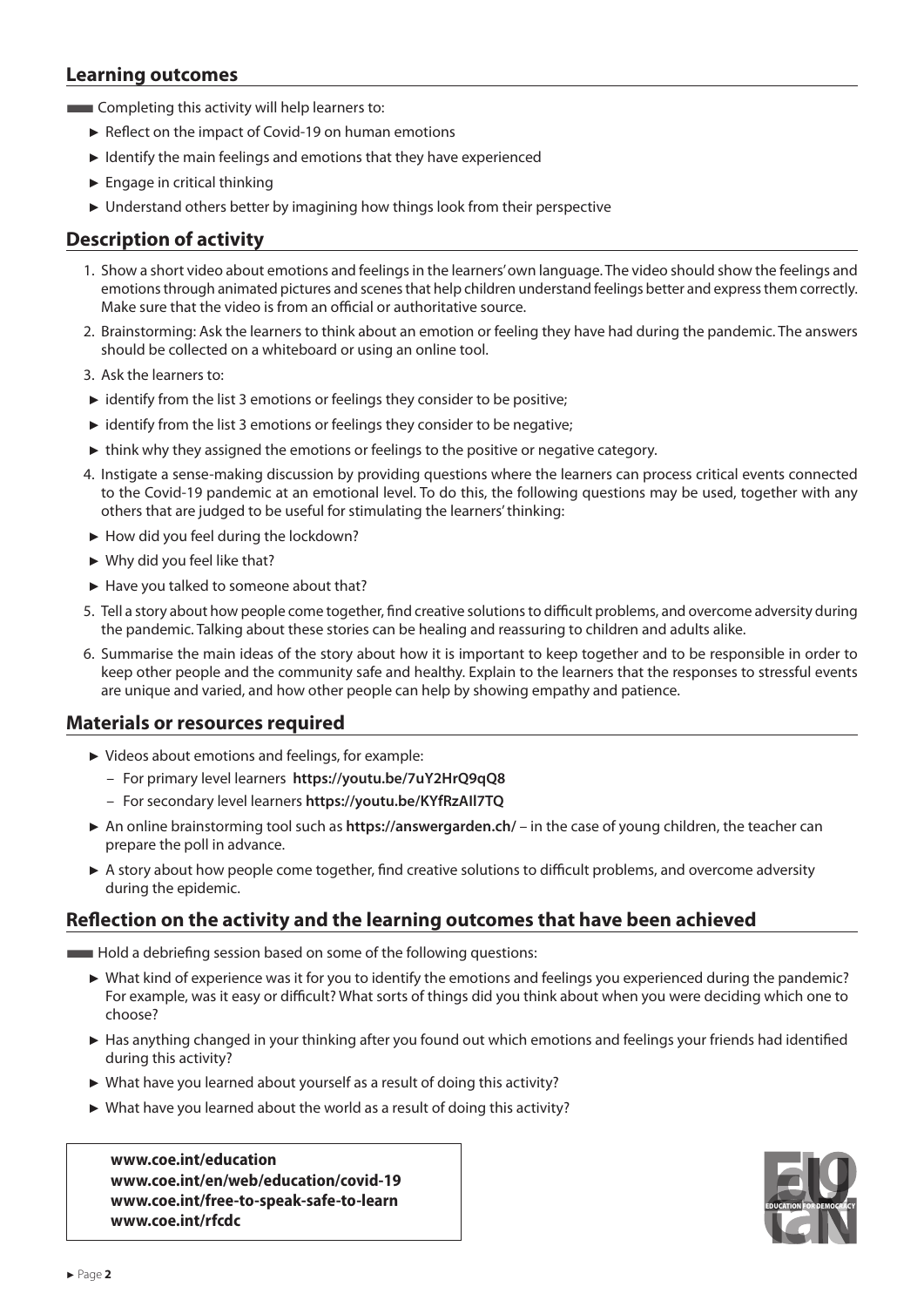## Learning outcomes

Completing this activity will help learners to:

- Reflect on the impact of Covid-19 on human emotions
- Identify the main feelings and emotions that they have experienced
- Engage in critical thinking
- Understand others better by imagining how things look from their perspective

## Description of activity

1. Show a short video about emotions and feelings in the learners' own language. The video should show the feelings and emotions through animated pictures and scenes that help children understand feelings better and express them correctly. Make sure that the video is from an official or authoritative source.
2. Brainstorming: Ask the learners to think about an emotion or feeling they have had during the pandemic. The answers should be collected on a whiteboard or using an online tool.
3. Ask the learners to:
   - identify from the list 3 emotions or feelings they consider to be positive;
   - identify from the list 3 emotions or feelings they consider to be negative;
   - think why they assigned the emotions or feelings to the positive or negative category.
4. Instigate a sense-making discussion by providing questions where the learners can process critical events connected to the Covid-19 pandemic at an emotional level. To do this, the following questions may be used, together with any others that are judged to be useful for stimulating the learners' thinking:
   - How did you feel during the lockdown?
   - Why did you feel like that?
   - Have you talked to someone about that?
5. Tell a story about how people come together, find creative solutions to difficult problems, and overcome adversity during the pandemic. Talking about these stories can be healing and reassuring to children and adults alike.
6. Summarise the main ideas of the story about how it is important to keep together and to be responsible in order to keep other people and the community safe and healthy. Explain to the learners that the responses to stressful events are unique and varied, and how other people can help by showing empathy and patience.

## Materials or resources required

- Videos about emotions and feelings, for example:
  - For primary level learners **https://youtu.be/7uY2HrQ9qQ8**
  - For secondary level learners **https://youtu.be/KYfRzAIl7TQ**
- An online brainstorming tool such as **https://answergarden.ch/** – in the case of young children, the teacher can prepare the poll in advance.
- A story about how people come together, find creative solutions to difficult problems, and overcome adversity during the epidemic.

## Reflection on the activity and the learning outcomes that have been achieved

Hold a debriefing session based on some of the following questions:

- What kind of experience was it for you to identify the emotions and feelings you experienced during the pandemic? For example, was it easy or difficult? What sorts of things did you think about when you were deciding which one to choose?
- Has anything changed in your thinking after you found out which emotions and feelings your friends had identified during this activity?
- What have you learned about yourself as a result of doing this activity?
- What have you learned about the world as a result of doing this activity?

**www.coe.int/education**
**www.coe.int/en/web/education/covid-19**
**www.coe.int/free-to-speak-safe-to-learn**
**www.coe.int/rfcdc**